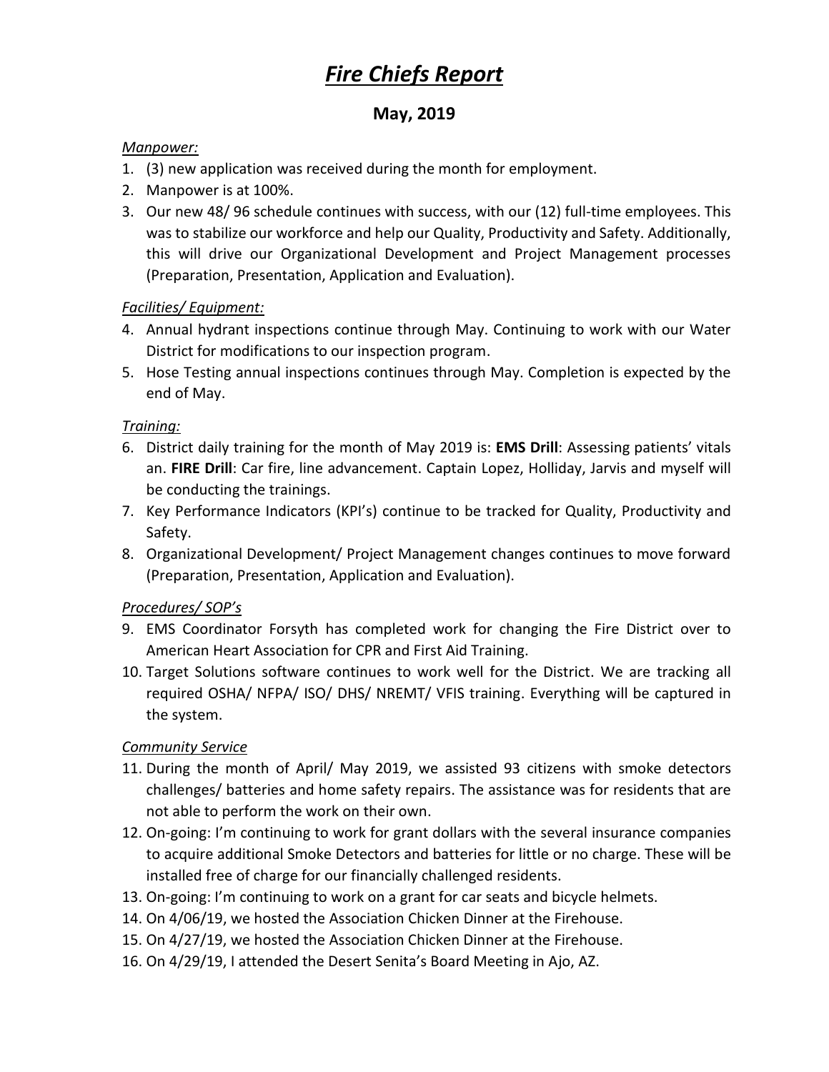# *Fire Chiefs Report*

## May, 2019

*Manpower:*

1. (3) new application was received during the month for employment.
2. Manpower is at 100%.
3. Our new 48/ 96 schedule continues with success, with our (12) full-time employees. This was to stabilize our workforce and help our Quality, Productivity and Safety. Additionally, this will drive our Organizational Development and Project Management processes (Preparation, Presentation, Application and Evaluation).

*Facilities/ Equipment:*

4. Annual hydrant inspections continue through May. Continuing to work with our Water District for modifications to our inspection program.
5. Hose Testing annual inspections continues through May. Completion is expected by the end of May.

*Training:*

6. District daily training for the month of May 2019 is: **EMS Drill**: Assessing patients' vitals an. **FIRE Drill**: Car fire, line advancement. Captain Lopez, Holliday, Jarvis and myself will be conducting the trainings.
7. Key Performance Indicators (KPI's) continue to be tracked for Quality, Productivity and Safety.
8. Organizational Development/ Project Management changes continues to move forward (Preparation, Presentation, Application and Evaluation).

*Procedures/ SOP's*

9. EMS Coordinator Forsyth has completed work for changing the Fire District over to American Heart Association for CPR and First Aid Training.
10. Target Solutions software continues to work well for the District. We are tracking all required OSHA/ NFPA/ ISO/ DHS/ NREMT/ VFIS training. Everything will be captured in the system.

*Community Service*

11. During the month of April/ May 2019, we assisted 93 citizens with smoke detectors challenges/ batteries and home safety repairs. The assistance was for residents that are not able to perform the work on their own.
12. On-going: I'm continuing to work for grant dollars with the several insurance companies to acquire additional Smoke Detectors and batteries for little or no charge. These will be installed free of charge for our financially challenged residents.
13. On-going: I'm continuing to work on a grant for car seats and bicycle helmets.
14. On 4/06/19, we hosted the Association Chicken Dinner at the Firehouse.
15. On 4/27/19, we hosted the Association Chicken Dinner at the Firehouse.
16. On 4/29/19, I attended the Desert Senita's Board Meeting in Ajo, AZ.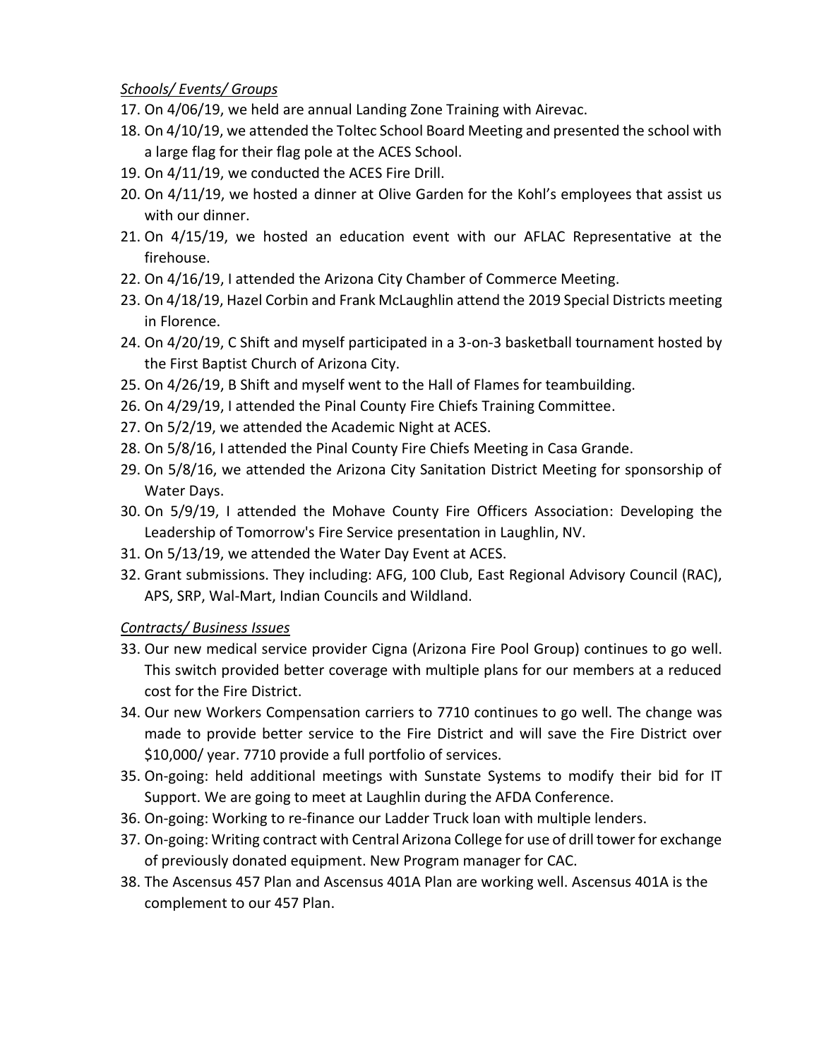*Schools/ Events/ Groups*

17. On 4/06/19, we held are annual Landing Zone Training with Airevac.
18. On 4/10/19, we attended the Toltec School Board Meeting and presented the school with a large flag for their flag pole at the ACES School.
19. On 4/11/19, we conducted the ACES Fire Drill.
20. On 4/11/19, we hosted a dinner at Olive Garden for the Kohl's employees that assist us with our dinner.
21. On 4/15/19, we hosted an education event with our AFLAC Representative at the firehouse.
22. On 4/16/19, I attended the Arizona City Chamber of Commerce Meeting.
23. On 4/18/19, Hazel Corbin and Frank McLaughlin attend the 2019 Special Districts meeting in Florence.
24. On 4/20/19, C Shift and myself participated in a 3-on-3 basketball tournament hosted by the First Baptist Church of Arizona City.
25. On 4/26/19, B Shift and myself went to the Hall of Flames for teambuilding.
26. On 4/29/19, I attended the Pinal County Fire Chiefs Training Committee.
27. On 5/2/19, we attended the Academic Night at ACES.
28. On 5/8/16, I attended the Pinal County Fire Chiefs Meeting in Casa Grande.
29. On 5/8/16, we attended the Arizona City Sanitation District Meeting for sponsorship of Water Days.
30. On 5/9/19, I attended the Mohave County Fire Officers Association: Developing the Leadership of Tomorrow's Fire Service presentation in Laughlin, NV.
31. On 5/13/19, we attended the Water Day Event at ACES.
32. Grant submissions. They including: AFG, 100 Club, East Regional Advisory Council (RAC), APS, SRP, Wal-Mart, Indian Councils and Wildland.

*Contracts/ Business Issues*

33. Our new medical service provider Cigna (Arizona Fire Pool Group) continues to go well. This switch provided better coverage with multiple plans for our members at a reduced cost for the Fire District.
34. Our new Workers Compensation carriers to 7710 continues to go well. The change was made to provide better service to the Fire District and will save the Fire District over $10,000/ year. 7710 provide a full portfolio of services.
35. On-going: held additional meetings with Sunstate Systems to modify their bid for IT Support. We are going to meet at Laughlin during the AFDA Conference.
36. On-going: Working to re-finance our Ladder Truck loan with multiple lenders.
37. On-going: Writing contract with Central Arizona College for use of drill tower for exchange of previously donated equipment. New Program manager for CAC.
38. The Ascensus 457 Plan and Ascensus 401A Plan are working well. Ascensus 401A is the complement to our 457 Plan.